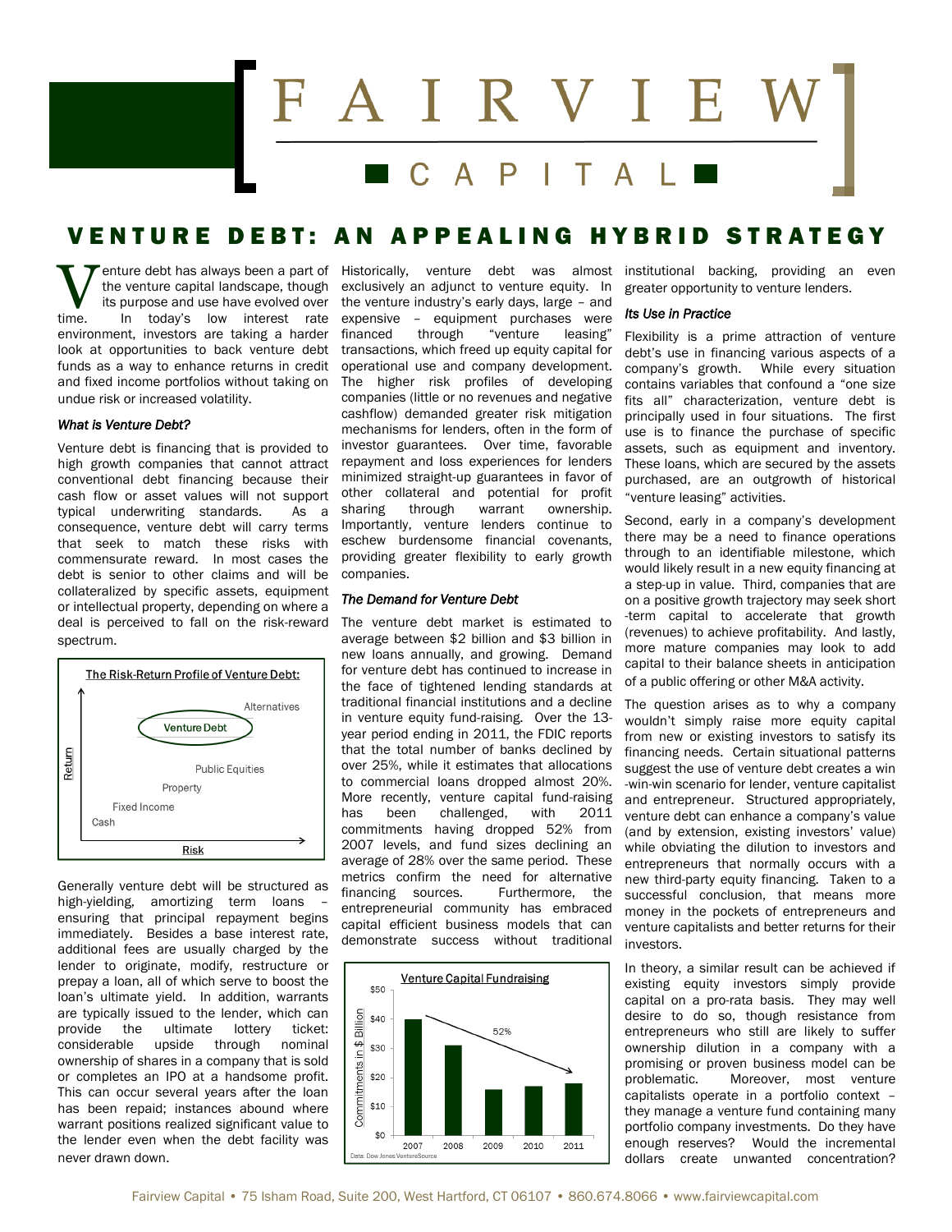# FAIRVIEW CAPITAL

## VENTURE DEBT: AN APPEALING HYBRID STRATEGY

Venture debt has always been a part of the venture capital landscape, though its purpose and use have evolved over time. In today's low interest rate environment, investors are taking a harder look at opportunities to back venture debt funds as a way to enhance returns in credit and fixed income portfolios without taking on undue risk or increased volatility.

### *What is Venture Debt?*

Venture debt is financing that is provided to high growth companies that cannot attract conventional debt financing because their cash flow or asset values will not support typical underwriting standards. As a consequence, venture debt will carry terms that seek to match these risks with commensurate reward. In most cases the debt is senior to other claims and will be collateralized by specific assets, equipment or intellectual property, depending on where a deal is perceived to fall on the risk-reward spectrum.

The Risk-Return Profile of Venture Debt:

Generally venture debt will be structured as high-yielding, amortizing term loans – ensuring that principal repayment begins immediately. Besides a base interest rate, additional fees are usually charged by the lender to originate, modify, restructure or prepay a loan, all of which serve to boost the loan's ultimate yield. In addition, warrants are typically issued to the lender, which can provide the ultimate lottery ticket: considerable upside through nominal ownership of shares in a company that is sold or completes an IPO at a handsome profit. This can occur several years after the loan has been repaid; instances abound where warrant positions realized significant value to the lender even when the debt facility was never drawn down.

Historically, venture debt was almost exclusively an adjunct to venture equity. In the venture industry's early days, large – and expensive – equipment purchases were financed through "venture leasing" transactions, which freed up equity capital for operational use and company development. The higher risk profiles of developing companies (little or no revenues and negative cashflow) demanded greater risk mitigation mechanisms for lenders, often in the form of investor guarantees. Over time, favorable repayment and loss experiences for lenders minimized straight-up guarantees in favor of other collateral and potential for profit sharing through warrant ownership. Importantly, venture lenders continue to eschew burdensome financial covenants, providing greater flexibility to early growth companies.

### *The Demand for Venture Debt*

The venture debt market is estimated to average between \$2 billion and \$3 billion in new loans annually, and growing. Demand for venture debt has continued to increase in the face of tightened lending standards at traditional financial institutions and a decline in venture equity fund-raising. Over the 13-year period ending in 2011, the FDIC reports that the total number of banks declined by over 25%, while it estimates that allocations to commercial loans dropped almost 20%. More recently, venture capital fund-raising has been challenged, with 2011 commitments having dropped 52% from 2007 levels, and fund sizes declining an average of 28% over the same period. These metrics confirm the need for alternative financing sources. Furthermore, the entrepreneurial community has embraced capital efficient business models that can demonstrate success without traditional institutional backing, providing an even greater opportunity to venture lenders.

Venture Capital Fundraising

Data: Dow Jones VentureSource

### *Its Use in Practice*

Flexibility is a prime attraction of venture debt's use in financing various aspects of a company's growth. While every situation contains variables that confound a "one size fits all" characterization, venture debt is principally used in four situations. The first use is to finance the purchase of specific assets, such as equipment and inventory. These loans, which are secured by the assets purchased, are an outgrowth of historical "venture leasing" activities.

Second, early in a company's development there may be a need to finance operations through to an identifiable milestone, which would likely result in a new equity financing at a step-up in value. Third, companies that are on a positive growth trajectory may seek short-term capital to accelerate that growth (revenues) to achieve profitability. And lastly, more mature companies may look to add capital to their balance sheets in anticipation of a public offering or other M&A activity.

The question arises as to why a company wouldn't simply raise more equity capital from new or existing investors to satisfy its financing needs. Certain situational patterns suggest the use of venture debt creates a win-win-win scenario for lender, venture capitalist and entrepreneur. Structured appropriately, venture debt can enhance a company's value (and by extension, existing investors' value) while obviating the dilution to investors and entrepreneurs that normally occurs with a new third-party equity financing. Taken to a successful conclusion, that means more money in the pockets of entrepreneurs and venture capitalists and better returns for their investors.

In theory, a similar result can be achieved if existing equity investors simply provide capital on a pro-rata basis. They may well desire to do so, though resistance from entrepreneurs who still are likely to suffer ownership dilution in a company with a promising or proven business model can be problematic. Moreover, most venture capitalists operate in a portfolio context – they manage a venture fund containing many portfolio company investments. Do they have enough reserves? Would the incremental dollars create unwanted concentration?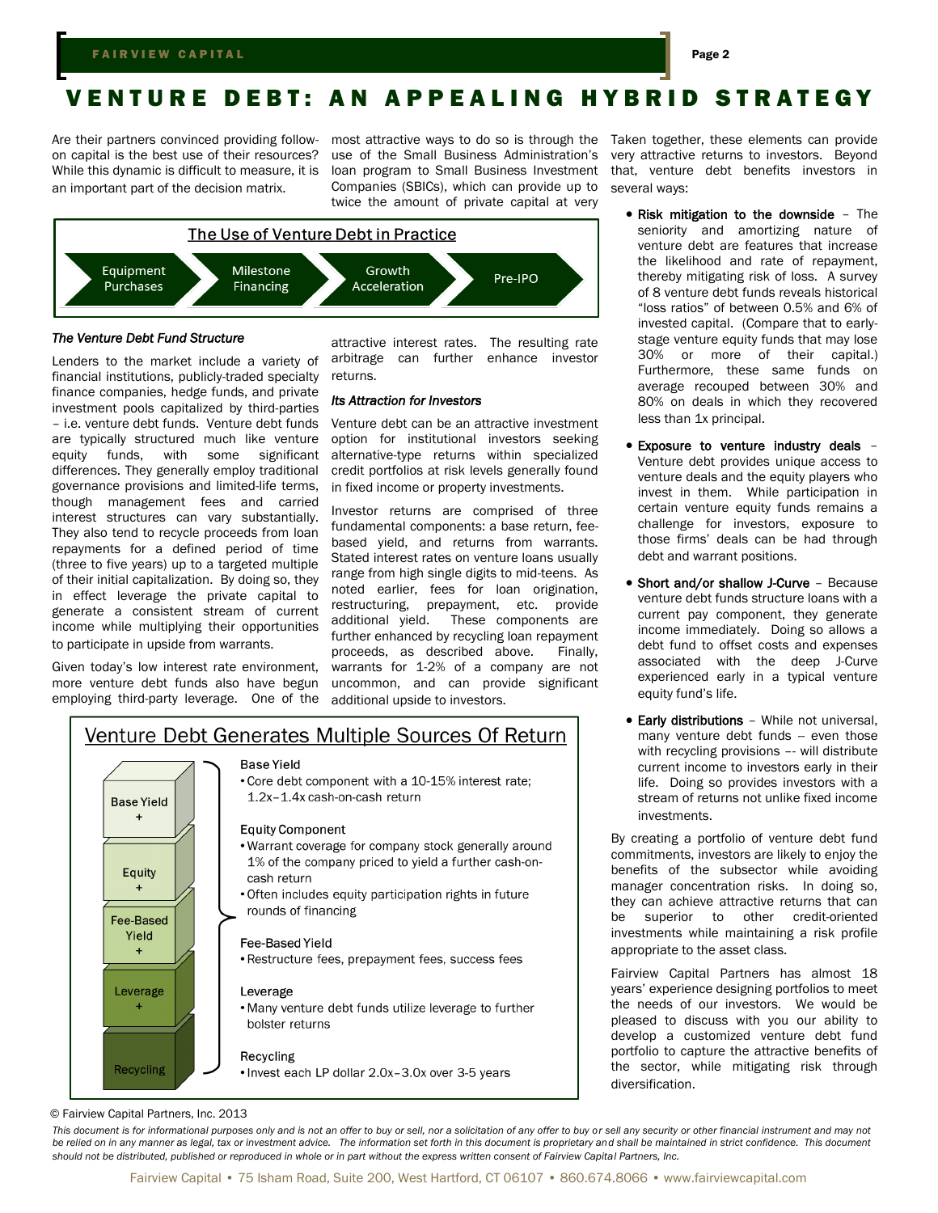# VENTURE DEBT: AN APPEALING HYBRID STRATEGY

Are their partners convinced providing follow-on capital is the best use of their resources? While this dynamic is difficult to measure, it is an important part of the decision matrix.

**The Use of Venture Debt in Practice**

Equipment Purchases → Milestone Financing → Growth Acceleration → Pre-IPO

### *The Venture Debt Fund Structure*

Lenders to the market include a variety of financial institutions, publicly-traded specialty finance companies, hedge funds, and private investment pools capitalized by third-parties – i.e. venture debt funds. Venture debt funds are typically structured much like venture equity funds, with some significant differences. They generally employ traditional governance provisions and limited-life terms, though management fees and carried interest structures can vary substantially. They also tend to recycle proceeds from loan repayments for a defined period of time (three to five years) up to a targeted multiple of their initial capitalization. By doing so, they in effect leverage the private capital to generate a consistent stream of current income while multiplying their opportunities to participate in upside from warrants.

Given today's low interest rate environment, more venture debt funds also have begun employing third-party leverage. One of the most attractive ways to do so is through the use of the Small Business Administration's loan program to Small Business Investment Companies (SBICs), which can provide up to twice the amount of private capital at very attractive interest rates. The resulting rate arbitrage can further enhance investor returns.

### *Its Attraction for Investors*

Venture debt can be an attractive investment option for institutional investors seeking alternative-type returns within specialized credit portfolios at risk levels generally found in fixed income or property investments.

Investor returns are comprised of three fundamental components: a base return, fee-based yield, and returns from warrants. Stated interest rates on venture loans usually range from high single digits to mid-teens. As noted earlier, fees for loan origination, restructuring, prepayment, etc. provide additional yield. These components are further enhanced by recycling loan repayment proceeds, as described above. Finally, warrants for 1-2% of a company are not uncommon, and can provide significant additional upside to investors.

**Venture Debt Generates Multiple Sources Of Return**

Base Yield +
Equity +
Fee-Based Yield +
Leverage +
Recycling

Base Yield
- Core debt component with a 10-15% interest rate; 1.2x–1.4x cash-on-cash return

Equity Component
- Warrant coverage for company stock generally around 1% of the company priced to yield a further cash-on-cash return
- Often includes equity participation rights in future rounds of financing

Fee-Based Yield
- Restructure fees, prepayment fees, success fees

Leverage
- Many venture debt funds utilize leverage to further bolster returns

Recycling
- Invest each LP dollar 2.0x–3.0x over 3-5 years

Taken together, these elements can provide very attractive returns to investors. Beyond that, venture debt benefits investors in several ways:

- **Risk mitigation to the downside** – The seniority and amortizing nature of venture debt are features that increase the likelihood and rate of repayment, thereby mitigating risk of loss. A survey of 8 venture debt funds reveals historical "loss ratios" of between 0.5% and 6% of invested capital. (Compare that to early-stage venture equity funds that may lose 30% or more of their capital.) Furthermore, these same funds on average recouped between 30% and 80% on deals in which they recovered less than 1x principal.
- **Exposure to venture industry deals** – Venture debt provides unique access to venture deals and the equity players who invest in them. While participation in certain venture equity funds remains a challenge for investors, exposure to those firms' deals can be had through debt and warrant positions.
- **Short and/or shallow J-Curve** – Because venture debt funds structure loans with a current pay component, they generate income immediately. Doing so allows a debt fund to offset costs and expenses associated with the deep J-Curve experienced early in a typical venture equity fund's life.
- **Early distributions** – While not universal, many venture debt funds -- even those with recycling provisions -- will distribute current income to investors early in their life. Doing so provides investors with a stream of returns not unlike fixed income investments.

By creating a portfolio of venture debt fund commitments, investors are likely to enjoy the benefits of the subsector while avoiding manager concentration risks. In doing so, they can achieve attractive returns that can be superior to other credit-oriented investments while maintaining a risk profile appropriate to the asset class.

Fairview Capital Partners has almost 18 years' experience designing portfolios to meet the needs of our investors. We would be pleased to discuss with you our ability to develop a customized venture debt fund portfolio to capture the attractive benefits of the sector, while mitigating risk through diversification.

© Fairview Capital Partners, Inc. 2013

*This document is for informational purposes only and is not an offer to buy or sell, nor a solicitation of any offer to buy or sell any security or other financial instrument and may not be relied on in any manner as legal, tax or investment advice. The information set forth in this document is proprietary and shall be maintained in strict confidence. This document should not be distributed, published or reproduced in whole or in part without the express written consent of Fairview Capital Partners, Inc.*

Fairview Capital • 75 Isham Road, Suite 200, West Hartford, CT 06107 • 860.674.8066 • www.fairviewcapital.com